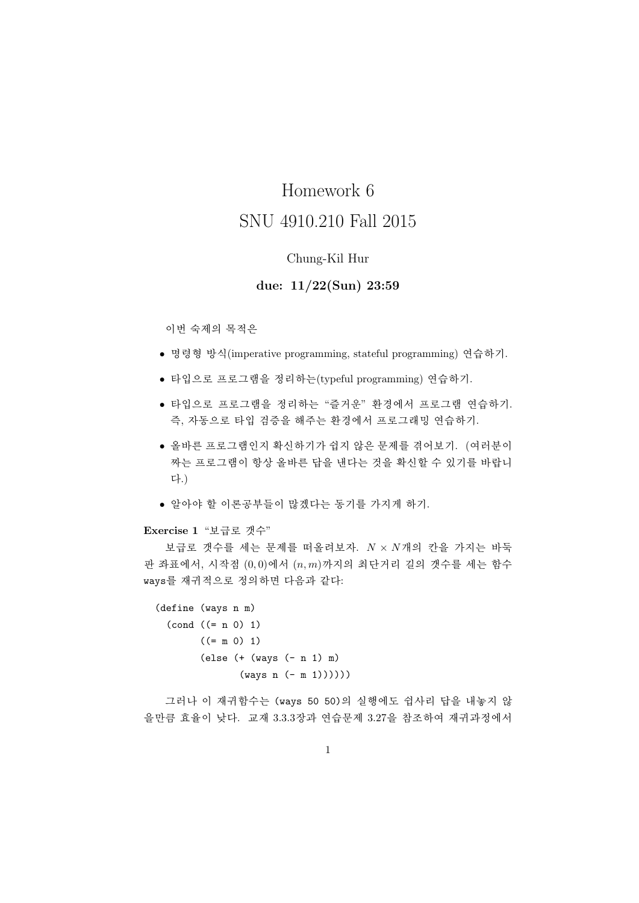# Homework 6
# SNU 4910.210 Fall 2015

Chung-Kil Hur

**due: 11/22(Sun) 23:59**

이번 숙제의 목적은

- 명령형 방식(imperative programming, stateful programming) 연습하기.
- 타입으로 프로그램을 정리하는(typeful programming) 연습하기.
- 타입으로 프로그램을 정리하는 "즐거운" 환경에서 프로그램 연습하기. 즉, 자동으로 타입 검증을 해주는 환경에서 프로그래밍 연습하기.
- 올바른 프로그램인지 확신하기가 쉽지 않은 문제를 겪어보기. (여러분이 짜는 프로그램이 항상 올바른 답을 낸다는 것을 확신할 수 있기를 바랍니다.)
- 알아야 할 이론공부들이 많겠다는 동기를 가지게 하기.

**Exercise 1** "보급로 갯수"

보급로 갯수를 세는 문제를 떠올려보자. $N \times N$개의 칸을 가지는 바둑판 좌표에서, 시작점 $(0,0)$에서 $(n,m)$까지의 최단거리 길의 갯수를 세는 함수 ways를 재귀적으로 정의하면 다음과 같다:

```
(define (ways n m)
  (cond ((= n 0) 1)
        ((= m 0) 1)
        (else (+ (ways (- n 1) m)
                 (ways n (- m 1))))))
```

그러나 이 재귀함수는 (ways 50 50)의 실행에도 쉽사리 답을 내놓지 않을만큼 효율이 낮다. 교재 3.3.3장과 연습문제 3.27을 참조하여 재귀과정에서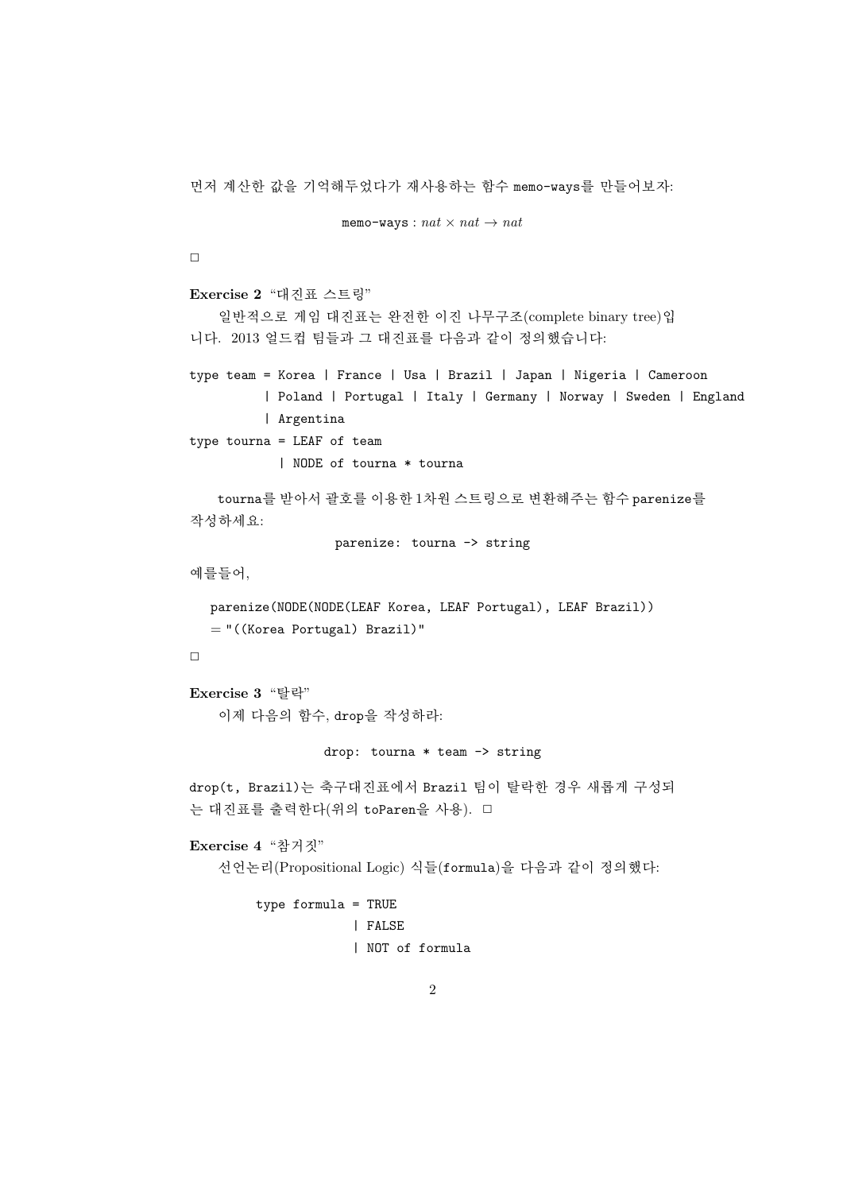먼저 계산한 값을 기억해두었다가 재사용하는 함수 memo-ways를 만들어보자:

$$\texttt{memo-ways} : nat \times nat \rightarrow nat$$

□

**Exercise 2** "대진표 스트링"

일반적으로 게임 대진표는 완전한 이진 나무구조(complete binary tree)입니다. 2013 얼드컵 팀들과 그 대진표를 다음과 같이 정의했습니다:

```
type team = Korea | France | Usa | Brazil | Japan | Nigeria | Cameroon
          | Poland | Portugal | Italy | Germany | Norway | Sweden | England
          | Argentina
type tourna = LEAF of team
            | NODE of tourna * tourna
```

tourna를 받아서 괄호를 이용한 1차원 스트링으로 변환해주는 함수 parenize를 작성하세요:

```
parenize: tourna -> string
```

예를들어,

```
parenize(NODE(NODE(LEAF Korea, LEAF Portugal), LEAF Brazil))
= "((Korea Portugal) Brazil)"
```

□

**Exercise 3** "탈락"

이제 다음의 함수, drop을 작성하라:

```
drop: tourna * team -> string
```

drop(t, Brazil)는 축구대진표에서 Brazil 팀이 탈락한 경우 새롭게 구성되는 대진표를 출력한다(위의 toParen을 사용). □

**Exercise 4** "참거짓"

선언논리(Propositional Logic) 식들(formula)을 다음과 같이 정의했다:

```
type formula = TRUE
             | FALSE
             | NOT of formula
```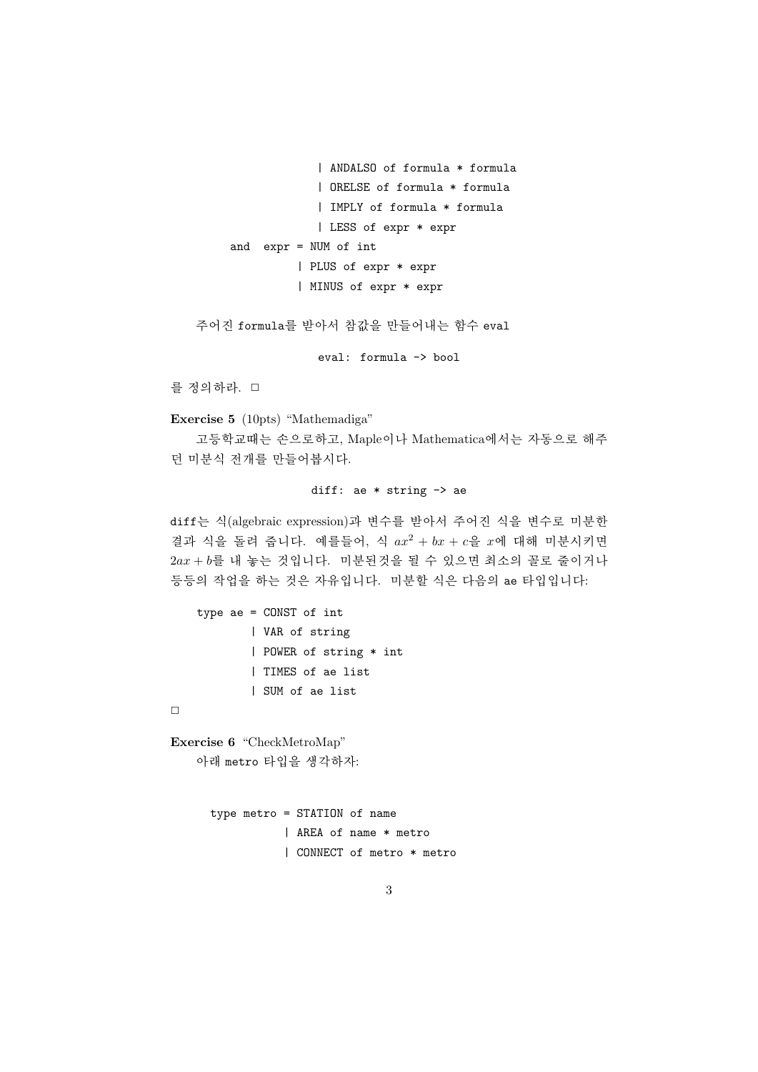```
                | ANDALSO of formula * formula
                | ORELSE of formula * formula
                | IMPLY of formula * formula
                | LESS of expr * expr
and  expr = NUM of int
            | PLUS of expr * expr
            | MINUS of expr * expr
```

주어진 formula를 받아서 참값을 만들어내는 함수 eval

```
eval: formula -> bool
```

를 정의하라. □

**Exercise 5** (10pts) "Mathemadiga"

고등학교때는 손으로하고, Maple이나 Mathematica에서는 자동으로 해주던 미분식 전개를 만들어봅시다.

```
diff: ae * string -> ae
```

diff는 식(algebraic expression)과 변수를 받아서 주어진 식을 변수로 미분한 결과 식을 돌려 줍니다. 예를들어, 식 $ax^2 + bx + c$을 $x$에 대해 미분시키면 $2ax + b$를 내 놓는 것입니다. 미분된것을 될 수 있으면 최소의 꼴로 줄이거나 등등의 작업을 하는 것은 자유입니다. 미분할 식은 다음의 ae 타입입니다:

```
type ae = CONST of int
        | VAR of string
        | POWER of string * int
        | TIMES of ae list
        | SUM of ae list
```

□

**Exercise 6** "CheckMetroMap"

아래 metro 타입을 생각하자:

```
type metro = STATION of name
           | AREA of name * metro
           | CONNECT of metro * metro
```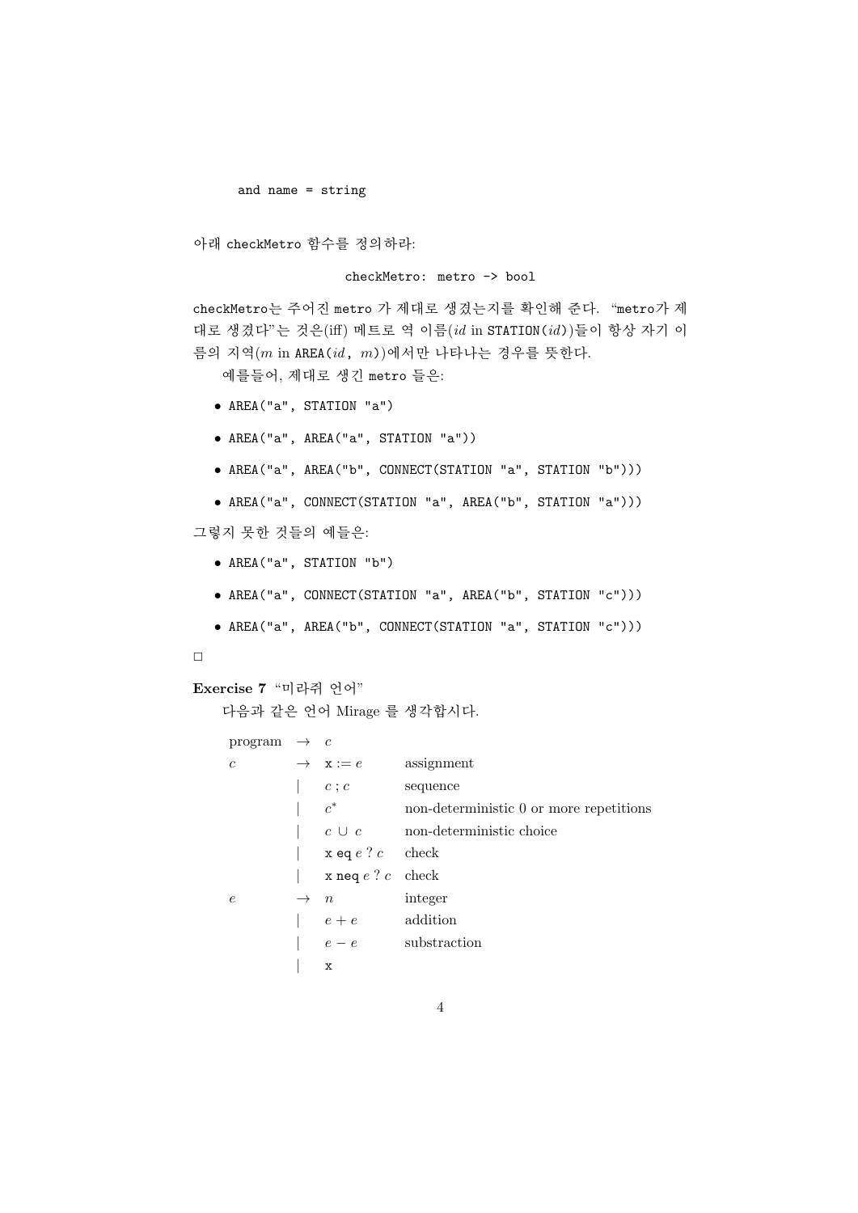```
and name = string
```

아래 checkMetro 함수를 정의하라:

```
checkMetro: metro -> bool
```

checkMetro는 주어진 metro 가 제대로 생겼는지를 확인해 준다. "metro가 제대로 생겼다"는 것은(iff) 메트로 역 이름($id$ in STATION($id$))들이 항상 자기 이름의 지역($m$ in AREA($id$, $m$))에서만 나타나는 경우를 뜻한다.

예를들어, 제대로 생긴 metro 들은:

- `AREA("a", STATION "a")`
- `AREA("a", AREA("a", STATION "a"))`
- `AREA("a", AREA("b", CONNECT(STATION "a", STATION "b")))`
- `AREA("a", CONNECT(STATION "a", AREA("b", STATION "a")))`

그렇지 못한 것들의 예들은:

- `AREA("a", STATION "b")`
- `AREA("a", CONNECT(STATION "a", AREA("b", STATION "c")))`
- `AREA("a", AREA("b", CONNECT(STATION "a", STATION "c")))`

□

**Exercise 7** "미라쥐 언어"

다음과 같은 언어 Mirage 를 생각합시다.

| | | | |
|---|---|---|---|
| program | $\rightarrow$ | $c$ | |
| $c$ | $\rightarrow$ | x := $e$ | assignment |
| | \| | $c$ ; $c$ | sequence |
| | \| | $c^*$ | non-deterministic 0 or more repetitions |
| | \| | $c \cup c$ | non-deterministic choice |
| | \| | x eq $e$ ? $c$ | check |
| | \| | x neq $e$ ? $c$ | check |
| $e$ | $\rightarrow$ | $n$ | integer |
| | \| | $e + e$ | addition |
| | \| | $e - e$ | substraction |
| | \| | x | |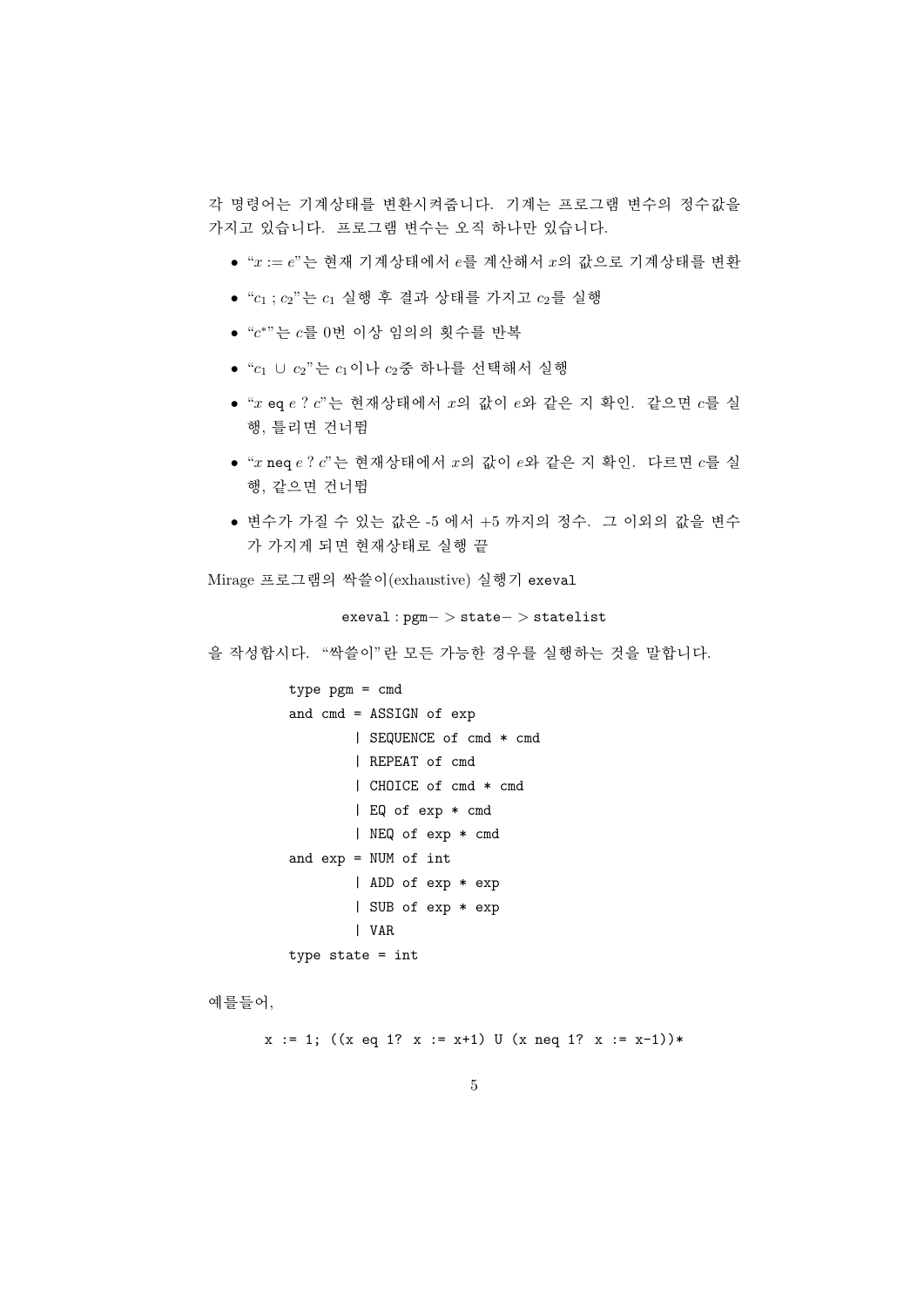각 명령어는 기계상태를 변환시켜줍니다. 기계는 프로그램 변수의 정수값을 가지고 있습니다. 프로그램 변수는 오직 하나만 있습니다.

- "$x := e$"는 현재 기계상태에서 $e$를 계산해서 $x$의 값으로 기계상태를 변환
- "$c_1$ ; $c_2$"는 $c_1$ 실행 후 결과 상태를 가지고 $c_2$를 실행
- "$c^*$"는 $c$를 0번 이상 임의의 횟수를 반복
- "$c_1 \cup c_2$"는 $c_1$이나 $c_2$중 하나를 선택해서 실행
- "$x$ eq $e$ ? $c$"는 현재상태에서 $x$의 값이 $e$와 같은 지 확인. 같으면 $c$를 실행, 틀리면 건너뜀
- "$x$ neq $e$ ? $c$"는 현재상태에서 $x$의 값이 $e$와 같은 지 확인. 다르면 $c$를 실행, 같으면 건너뜀
- 변수가 가질 수 있는 값은 -5 에서 +5 까지의 정수. 그 이외의 값을 변수가 가지게 되면 현재상태로 실행 끝

Mirage 프로그램의 싹쓸이(exhaustive) 실행기 `exeval`

```
exeval : pgm-> state-> statelist
```

을 작성합시다. "싹쓸이"란 모든 가능한 경우를 실행하는 것을 말합니다.

```
type pgm = cmd
and cmd = ASSIGN of exp
        | SEQUENCE of cmd * cmd
        | REPEAT of cmd
        | CHOICE of cmd * cmd
        | EQ of exp * cmd
        | NEQ of exp * cmd
and exp = NUM of int
        | ADD of exp * exp
        | SUB of exp * exp
        | VAR
type state = int
```

예를들어,

```
x := 1; ((x eq 1? x := x+1) U (x neq 1? x := x-1))*
```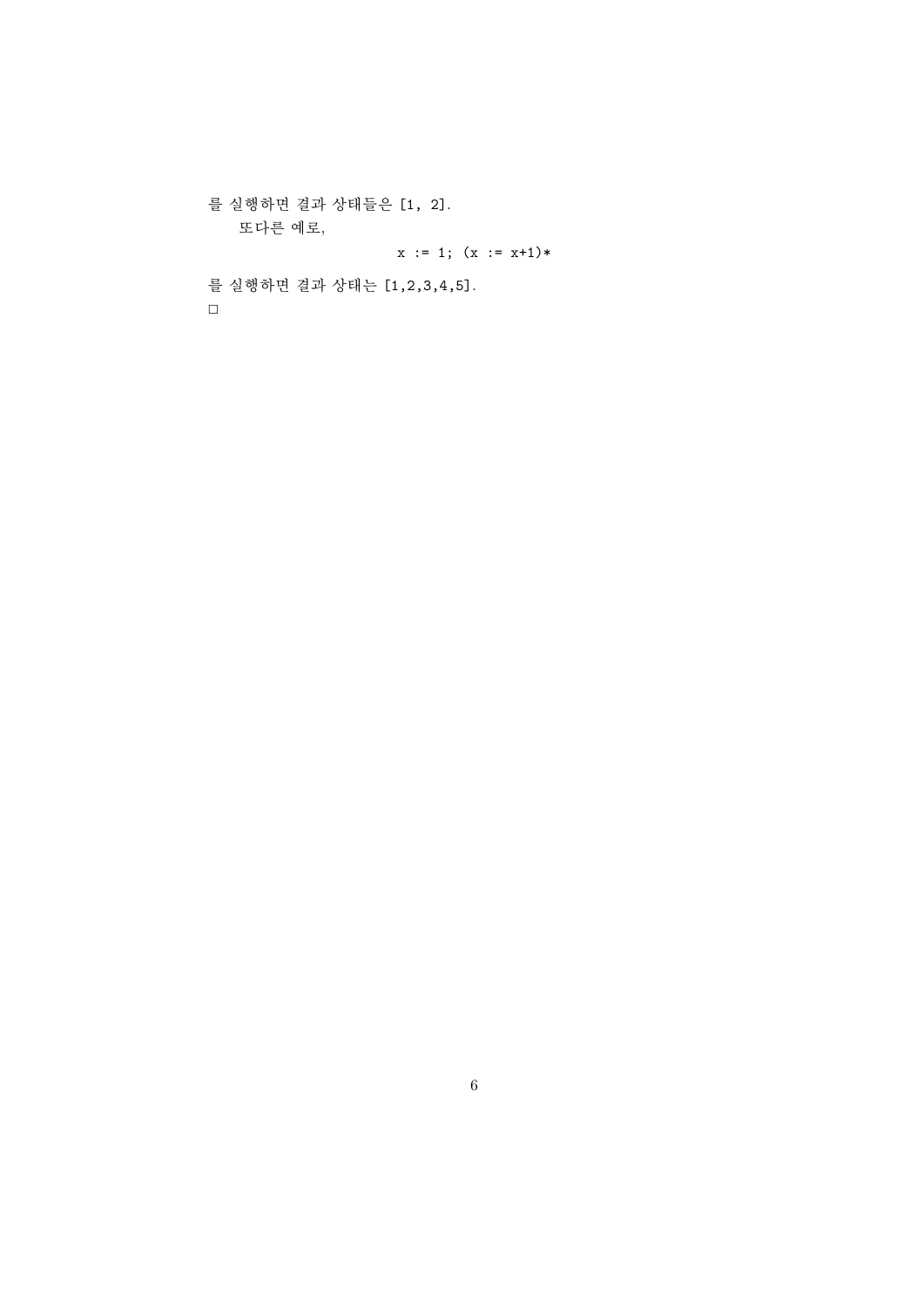를 실행하면 결과 상태들은 [1, 2].

또다른 예로,

```
x := 1; (x := x+1)*
```

를 실행하면 결과 상태는 [1,2,3,4,5].

□